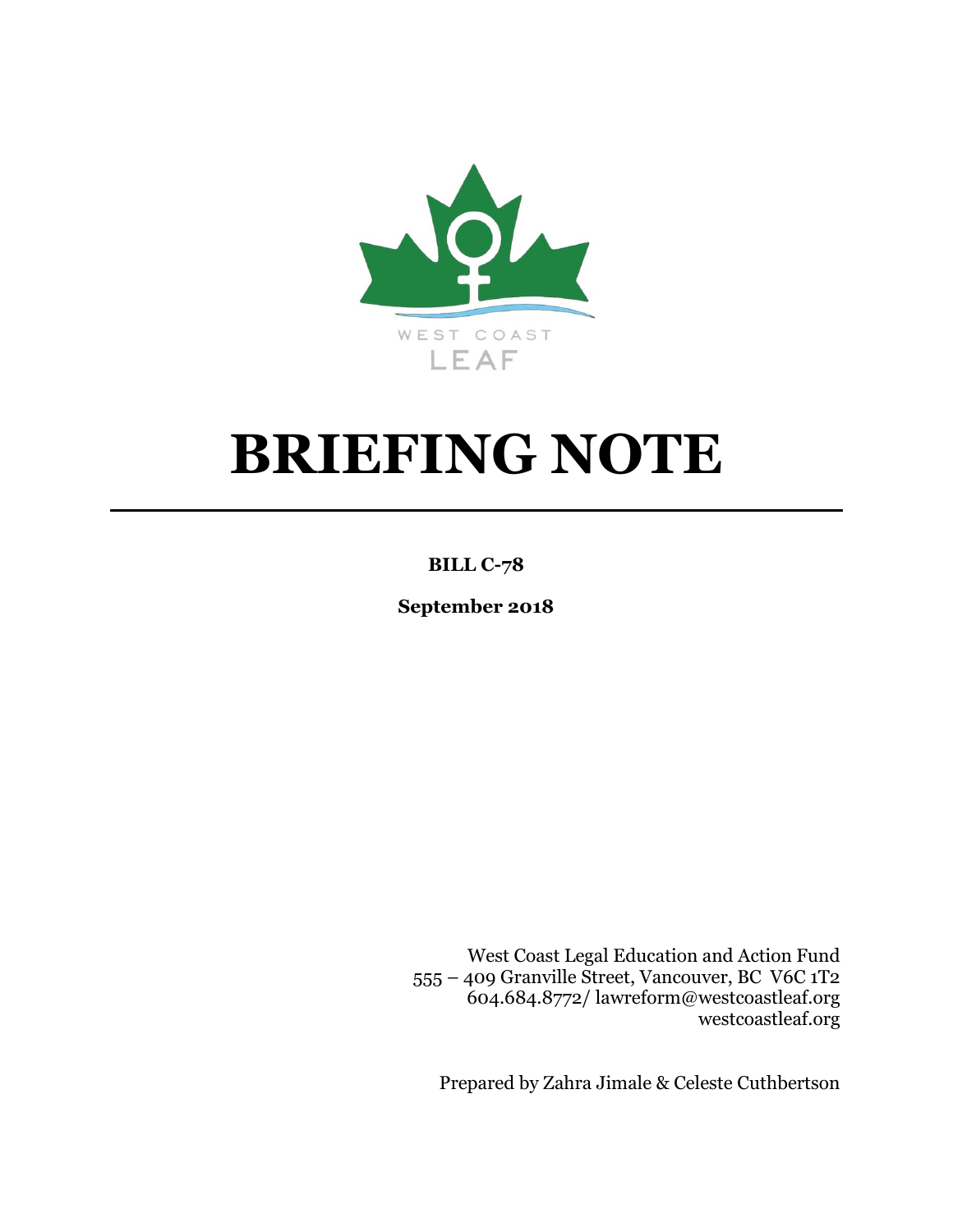WEST COAST
LEAF

# BRIEFING NOTE

**BILL C-78**

**September 2018**

West Coast Legal Education and Action Fund
555 – 409 Granville Street, Vancouver, BC V6C 1T2
604.684.8772/ lawreform@westcoastleaf.org
westcoastleaf.org

Prepared by Zahra Jimale & Celeste Cuthbertson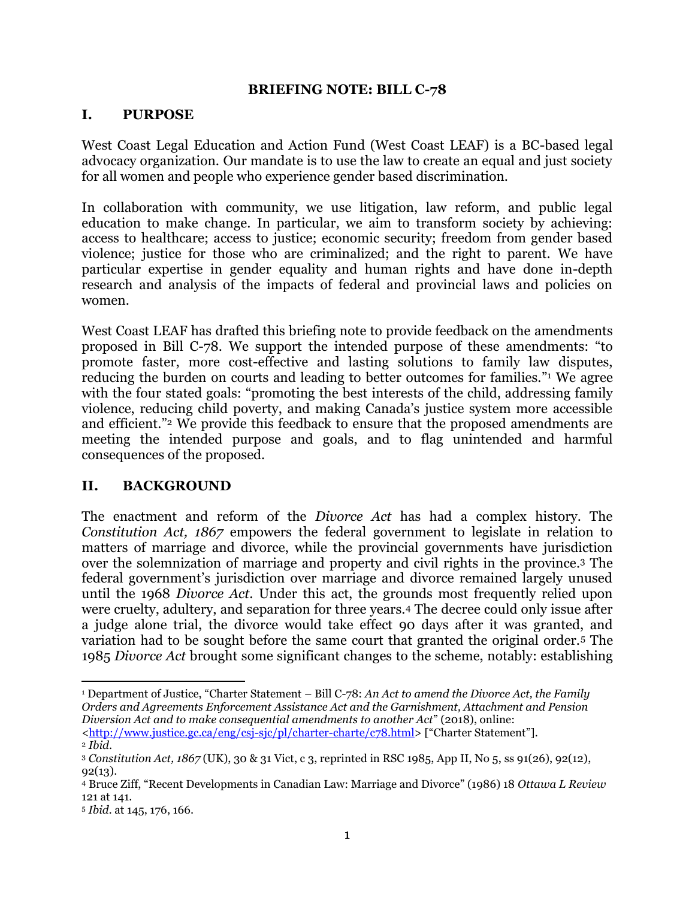## BRIEFING NOTE: BILL C-78

## I. PURPOSE

West Coast Legal Education and Action Fund (West Coast LEAF) is a BC-based legal advocacy organization. Our mandate is to use the law to create an equal and just society for all women and people who experience gender based discrimination.

In collaboration with community, we use litigation, law reform, and public legal education to make change. In particular, we aim to transform society by achieving: access to healthcare; access to justice; economic security; freedom from gender based violence; justice for those who are criminalized; and the right to parent. We have particular expertise in gender equality and human rights and have done in-depth research and analysis of the impacts of federal and provincial laws and policies on women.

West Coast LEAF has drafted this briefing note to provide feedback on the amendments proposed in Bill C-78. We support the intended purpose of these amendments: "to promote faster, more cost-effective and lasting solutions to family law disputes, reducing the burden on courts and leading to better outcomes for families."[1] We agree with the four stated goals: "promoting the best interests of the child, addressing family violence, reducing child poverty, and making Canada's justice system more accessible and efficient."[2] We provide this feedback to ensure that the proposed amendments are meeting the intended purpose and goals, and to flag unintended and harmful consequences of the proposed.

## II. BACKGROUND

The enactment and reform of the *Divorce Act* has had a complex history. The *Constitution Act, 1867* empowers the federal government to legislate in relation to matters of marriage and divorce, while the provincial governments have jurisdiction over the solemnization of marriage and property and civil rights in the province.[3] The federal government's jurisdiction over marriage and divorce remained largely unused until the 1968 *Divorce Act*. Under this act, the grounds most frequently relied upon were cruelty, adultery, and separation for three years.[4] The decree could only issue after a judge alone trial, the divorce would take effect 90 days after it was granted, and variation had to be sought before the same court that granted the original order.[5] The 1985 *Divorce Act* brought some significant changes to the scheme, notably: establishing

---

[1] Department of Justice, "Charter Statement – Bill C-78: *An Act to amend the Divorce Act, the Family Orders and Agreements Enforcement Assistance Act and the Garnishment, Attachment and Pension Diversion Act and to make consequential amendments to another Act*" (2018), online: <http://www.justice.gc.ca/eng/csj-sjc/pl/charter-charte/c78.html> ["Charter Statement"].

[2] *Ibid*.

[3] *Constitution Act, 1867* (UK), 30 & 31 Vict, c 3, reprinted in RSC 1985, App II, No 5, ss 91(26), 92(12), 92(13).

[4] Bruce Ziff, "Recent Developments in Canadian Law: Marriage and Divorce" (1986) 18 *Ottawa L Review* 121 at 141.

[5] *Ibid*. at 145, 176, 166.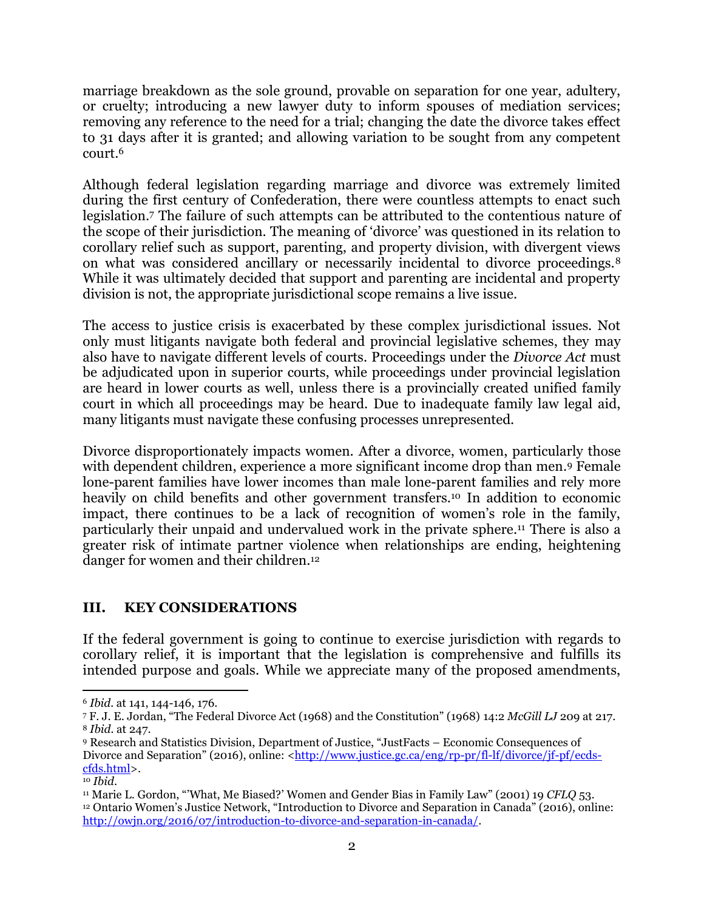marriage breakdown as the sole ground, provable on separation for one year, adultery, or cruelty; introducing a new lawyer duty to inform spouses of mediation services; removing any reference to the need for a trial; changing the date the divorce takes effect to 31 days after it is granted; and allowing variation to be sought from any competent court.[6]

Although federal legislation regarding marriage and divorce was extremely limited during the first century of Confederation, there were countless attempts to enact such legislation.[7] The failure of such attempts can be attributed to the contentious nature of the scope of their jurisdiction. The meaning of 'divorce' was questioned in its relation to corollary relief such as support, parenting, and property division, with divergent views on what was considered ancillary or necessarily incidental to divorce proceedings.[8] While it was ultimately decided that support and parenting are incidental and property division is not, the appropriate jurisdictional scope remains a live issue.

The access to justice crisis is exacerbated by these complex jurisdictional issues. Not only must litigants navigate both federal and provincial legislative schemes, they may also have to navigate different levels of courts. Proceedings under the *Divorce Act* must be adjudicated upon in superior courts, while proceedings under provincial legislation are heard in lower courts as well, unless there is a provincially created unified family court in which all proceedings may be heard. Due to inadequate family law legal aid, many litigants must navigate these confusing processes unrepresented.

Divorce disproportionately impacts women. After a divorce, women, particularly those with dependent children, experience a more significant income drop than men.[9] Female lone-parent families have lower incomes than male lone-parent families and rely more heavily on child benefits and other government transfers.[10] In addition to economic impact, there continues to be a lack of recognition of women's role in the family, particularly their unpaid and undervalued work in the private sphere.[11] There is also a greater risk of intimate partner violence when relationships are ending, heightening danger for women and their children.[12]

## III. KEY CONSIDERATIONS

If the federal government is going to continue to exercise jurisdiction with regards to corollary relief, it is important that the legislation is comprehensive and fulfills its intended purpose and goals. While we appreciate many of the proposed amendments,

---

[6] *Ibid.* at 141, 144-146, 176.

[7] F. J. E. Jordan, "The Federal Divorce Act (1968) and the Constitution" (1968) 14:2 *McGill LJ* 209 at 217.

[8] *Ibid.* at 247.

[9] Research and Statistics Division, Department of Justice, "JustFacts – Economic Consequences of Divorce and Separation" (2016), online: <http://www.justice.gc.ca/eng/rp-pr/fl-lf/divorce/jf-pf/ecds-cfds.html>.

[10] *Ibid.*

[11] Marie L. Gordon, "'What, Me Biased?' Women and Gender Bias in Family Law" (2001) 19 *CFLQ* 53.

[12] Ontario Women's Justice Network, "Introduction to Divorce and Separation in Canada" (2016), online: http://owjn.org/2016/07/introduction-to-divorce-and-separation-in-canada/.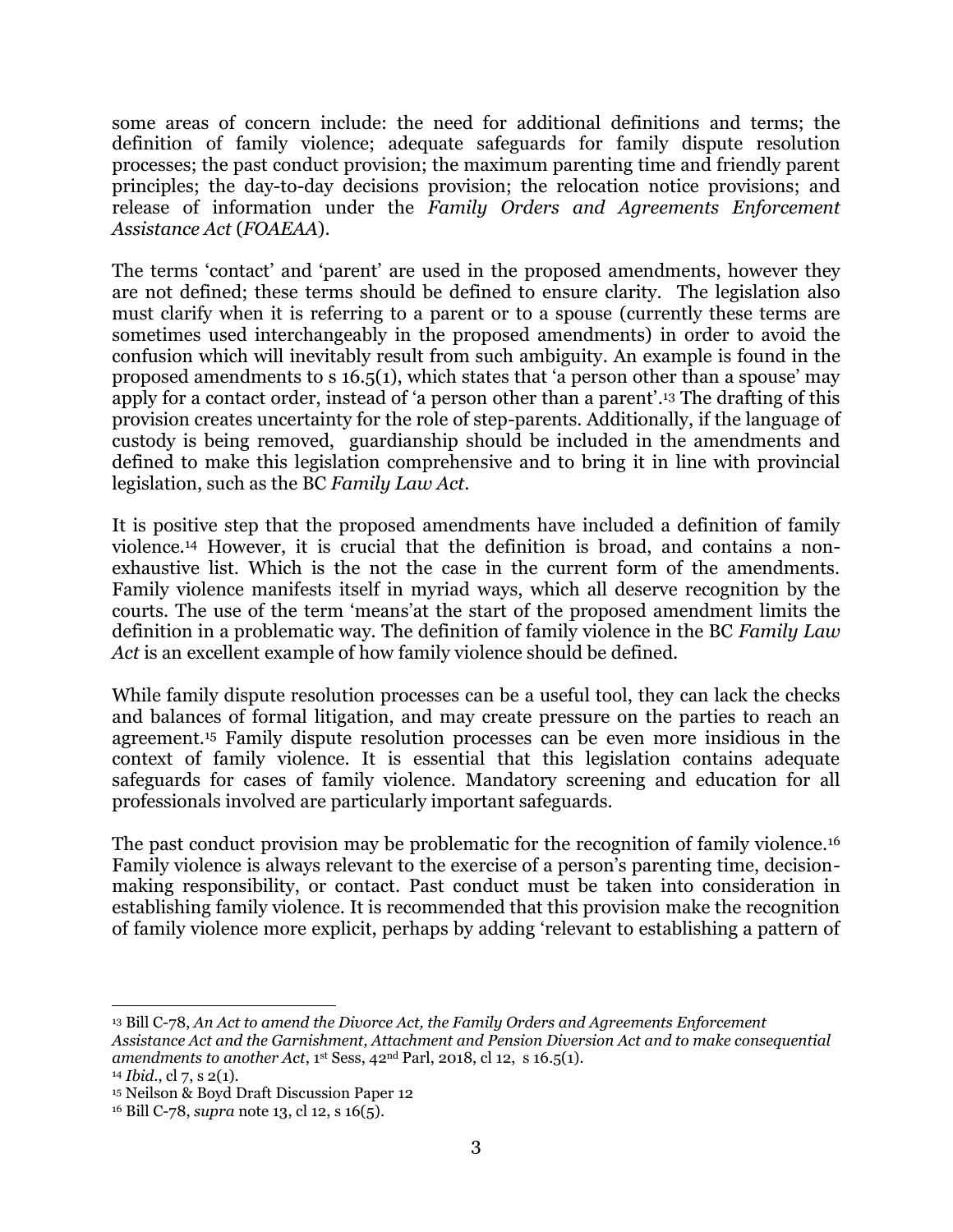some areas of concern include: the need for additional definitions and terms; the definition of family violence; adequate safeguards for family dispute resolution processes; the past conduct provision; the maximum parenting time and friendly parent principles; the day-to-day decisions provision; the relocation notice provisions; and release of information under the *Family Orders and Agreements Enforcement Assistance Act* (*FOAEAA*).

The terms 'contact' and 'parent' are used in the proposed amendments, however they are not defined; these terms should be defined to ensure clarity. The legislation also must clarify when it is referring to a parent or to a spouse (currently these terms are sometimes used interchangeably in the proposed amendments) in order to avoid the confusion which will inevitably result from such ambiguity. An example is found in the proposed amendments to s 16.5(1), which states that 'a person other than a spouse' may apply for a contact order, instead of 'a person other than a parent'.[13] The drafting of this provision creates uncertainty for the role of step-parents. Additionally, if the language of custody is being removed, guardianship should be included in the amendments and defined to make this legislation comprehensive and to bring it in line with provincial legislation, such as the BC *Family Law Act*.

It is positive step that the proposed amendments have included a definition of family violence.[14] However, it is crucial that the definition is broad, and contains a non-exhaustive list. Which is the not the case in the current form of the amendments. Family violence manifests itself in myriad ways, which all deserve recognition by the courts. The use of the term 'means'at the start of the proposed amendment limits the definition in a problematic way. The definition of family violence in the BC *Family Law Act* is an excellent example of how family violence should be defined.

While family dispute resolution processes can be a useful tool, they can lack the checks and balances of formal litigation, and may create pressure on the parties to reach an agreement.[15] Family dispute resolution processes can be even more insidious in the context of family violence. It is essential that this legislation contains adequate safeguards for cases of family violence. Mandatory screening and education for all professionals involved are particularly important safeguards.

The past conduct provision may be problematic for the recognition of family violence.[16] Family violence is always relevant to the exercise of a person's parenting time, decision-making responsibility, or contact. Past conduct must be taken into consideration in establishing family violence. It is recommended that this provision make the recognition of family violence more explicit, perhaps by adding 'relevant to establishing a pattern of

---

[13] Bill C-78, *An Act to amend the Divorce Act, the Family Orders and Agreements Enforcement Assistance Act and the Garnishment, Attachment and Pension Diversion Act and to make consequential amendments to another Act*, 1st Sess, 42nd Parl, 2018, cl 12, s 16.5(1).

[14] *Ibid.*, cl 7, s 2(1).

[15] Neilson & Boyd Draft Discussion Paper 12

[16] Bill C-78, *supra* note 13, cl 12, s 16(5).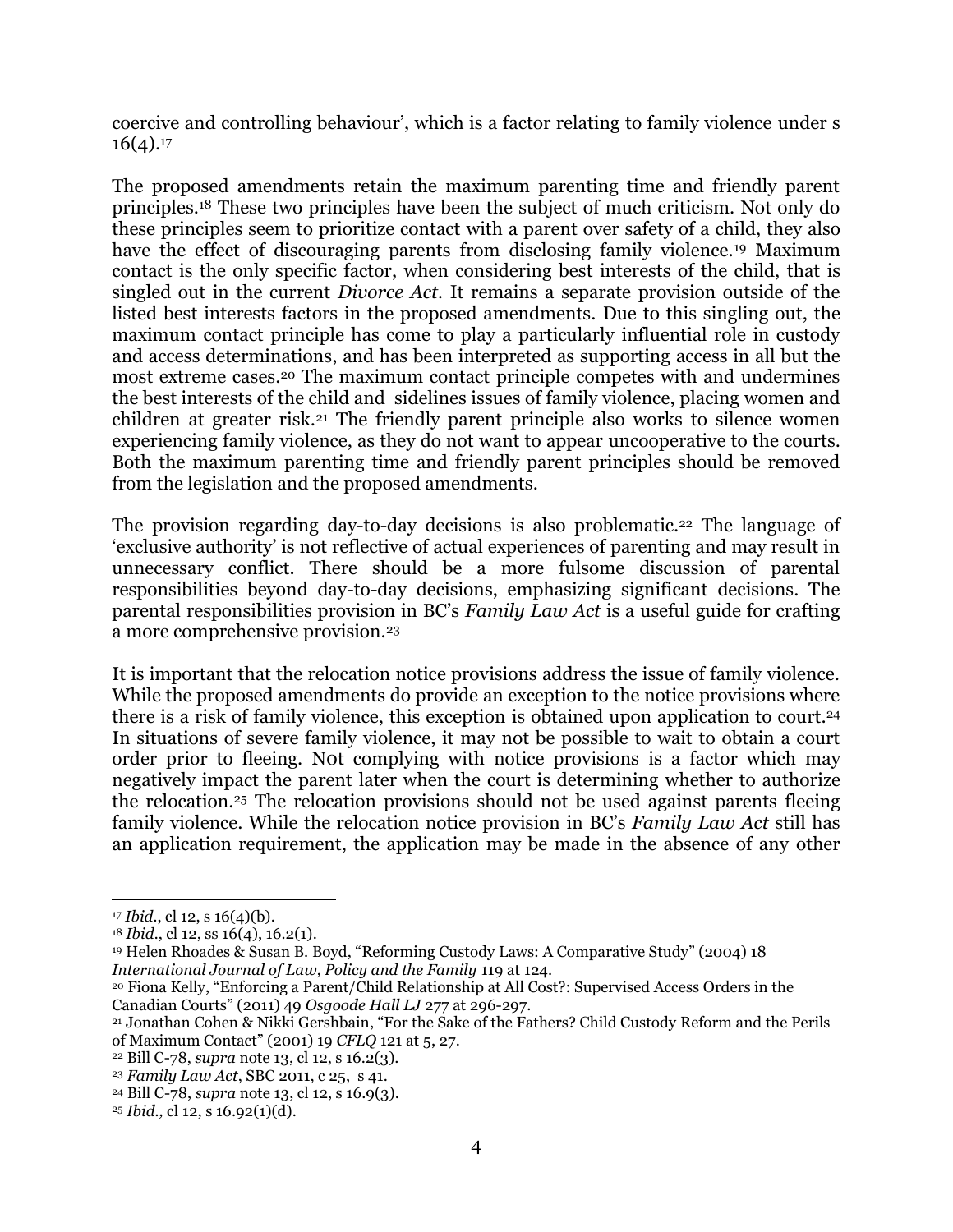coercive and controlling behaviour', which is a factor relating to family violence under s 16(4).[17]

The proposed amendments retain the maximum parenting time and friendly parent principles.[18] These two principles have been the subject of much criticism. Not only do these principles seem to prioritize contact with a parent over safety of a child, they also have the effect of discouraging parents from disclosing family violence.[19] Maximum contact is the only specific factor, when considering best interests of the child, that is singled out in the current *Divorce Act*. It remains a separate provision outside of the listed best interests factors in the proposed amendments. Due to this singling out, the maximum contact principle has come to play a particularly influential role in custody and access determinations, and has been interpreted as supporting access in all but the most extreme cases.[20] The maximum contact principle competes with and undermines the best interests of the child and sidelines issues of family violence, placing women and children at greater risk.[21] The friendly parent principle also works to silence women experiencing family violence, as they do not want to appear uncooperative to the courts. Both the maximum parenting time and friendly parent principles should be removed from the legislation and the proposed amendments.

The provision regarding day-to-day decisions is also problematic.[22] The language of 'exclusive authority' is not reflective of actual experiences of parenting and may result in unnecessary conflict. There should be a more fulsome discussion of parental responsibilities beyond day-to-day decisions, emphasizing significant decisions. The parental responsibilities provision in BC's *Family Law Act* is a useful guide for crafting a more comprehensive provision.[23]

It is important that the relocation notice provisions address the issue of family violence. While the proposed amendments do provide an exception to the notice provisions where there is a risk of family violence, this exception is obtained upon application to court.[24] In situations of severe family violence, it may not be possible to wait to obtain a court order prior to fleeing. N0t complying with notice provisions is a factor which may negatively impact the parent later when the court is determining whether to authorize the relocation.[25] The relocation provisions should not be used against parents fleeing family violence. While the relocation notice provision in BC's *Family Law Act* still has an application requirement, the application may be made in the absence of any other

---

[17] *Ibid.*, cl 12, s 16(4)(b).

[18] *Ibid.*, cl 12, ss 16(4), 16.2(1).

[19] Helen Rhoades & Susan B. Boyd, "Reforming Custody Laws: A Comparative Study" (2004) 18 *International Journal of Law, Policy and the Family* 119 at 124.

[20] Fiona Kelly, "Enforcing a Parent/Child Relationship at All Cost?: Supervised Access Orders in the Canadian Courts" (2011) 49 *Osgoode Hall LJ* 277 at 296-297.

[21] Jonathan Cohen & Nikki Gershbain, "For the Sake of the Fathers? Child Custody Reform and the Perils of Maximum Contact" (2001) 19 *CFLQ* 121 at 5, 27.

[22] Bill C-78, *supra* note 13, cl 12, s 16.2(3).

[23] *Family Law Act*, SBC 2011, c 25, s 41.

[24] Bill C-78, *supra* note 13, cl 12, s 16.9(3).

[25] *Ibid.,* cl 12, s 16.92(1)(d).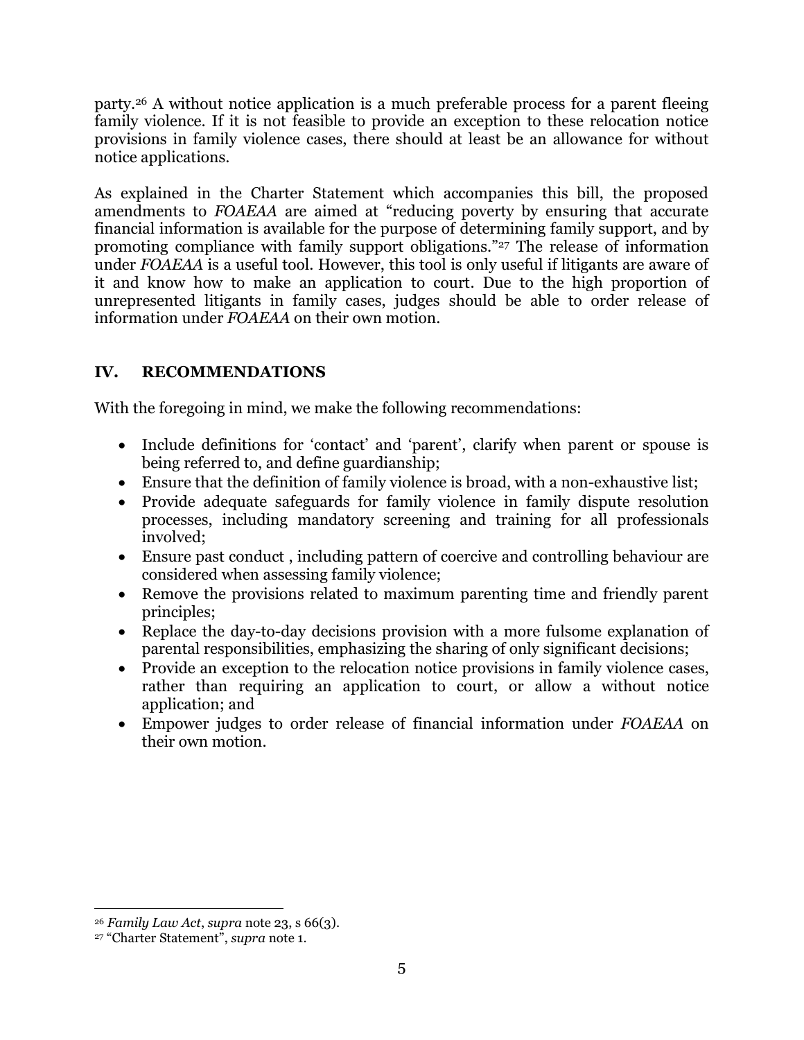party.[26] A without notice application is a much preferable process for a parent fleeing family violence. If it is not feasible to provide an exception to these relocation notice provisions in family violence cases, there should at least be an allowance for without notice applications.

As explained in the Charter Statement which accompanies this bill, the proposed amendments to *FOAEAA* are aimed at "reducing poverty by ensuring that accurate financial information is available for the purpose of determining family support, and by promoting compliance with family support obligations."[27] The release of information under *FOAEAA* is a useful tool. However, this tool is only useful if litigants are aware of it and know how to make an application to court. Due to the high proportion of unrepresented litigants in family cases, judges should be able to order release of information under *FOAEAA* on their own motion.

## IV. RECOMMENDATIONS

With the foregoing in mind, we make the following recommendations:

- Include definitions for 'contact' and 'parent', clarify when parent or spouse is being referred to, and define guardianship;
- Ensure that the definition of family violence is broad, with a non-exhaustive list;
- Provide adequate safeguards for family violence in family dispute resolution processes, including mandatory screening and training for all professionals involved;
- Ensure past conduct , including pattern of coercive and controlling behaviour are considered when assessing family violence;
- Remove the provisions related to maximum parenting time and friendly parent principles;
- Replace the day-to-day decisions provision with a more fulsome explanation of parental responsibilities, emphasizing the sharing of only significant decisions;
- Provide an exception to the relocation notice provisions in family violence cases, rather than requiring an application to court, or allow a without notice application; and
- Empower judges to order release of financial information under *FOAEAA* on their own motion.

---

[26] *Family Law Act*, *supra* note 23, s 66(3).

[27] "Charter Statement", *supra* note 1.